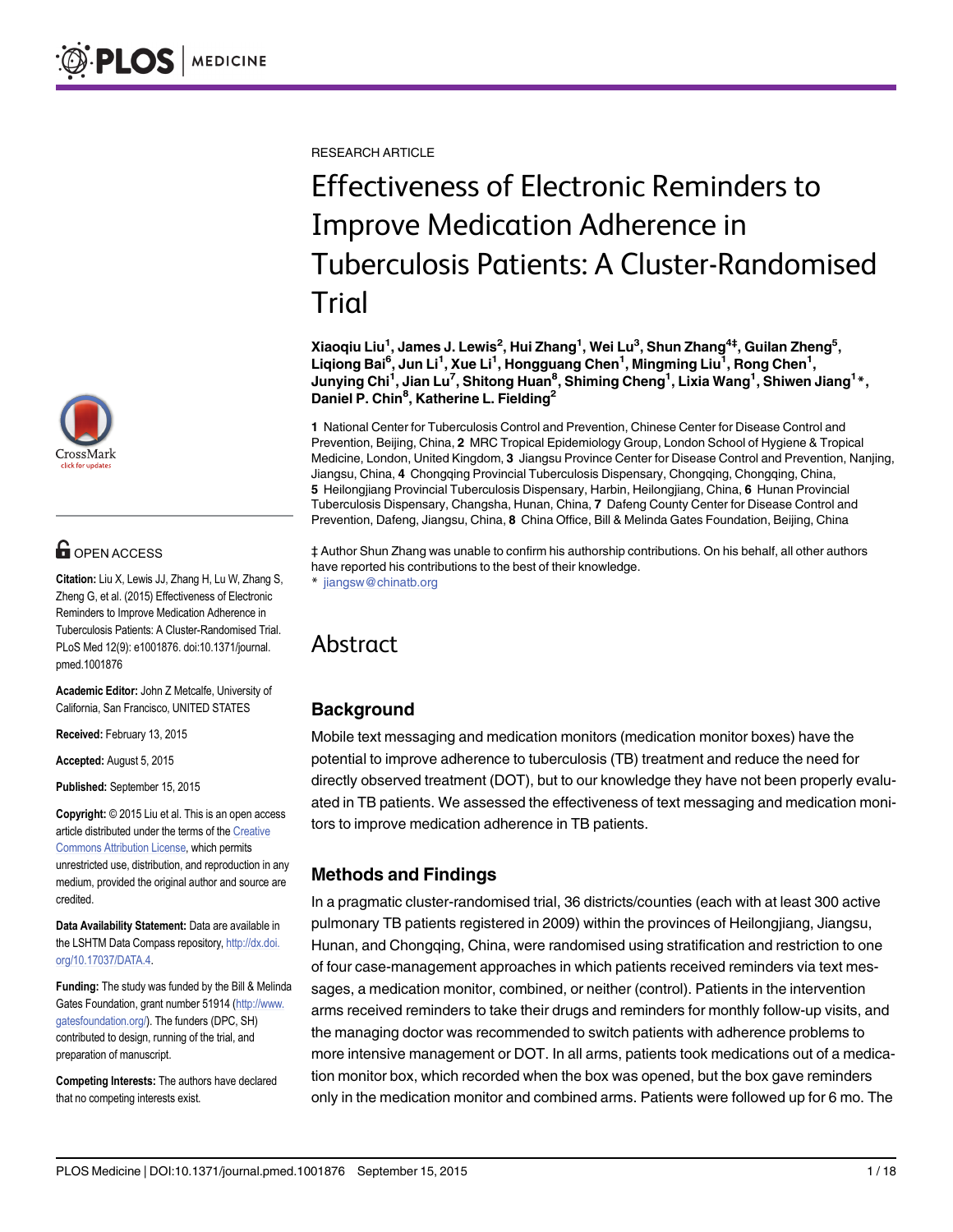RESEARCH ARTICLE

# Effectiveness of Electronic Reminders to Improve Medication Adherence in Tuberculosis Patients: A Cluster-Randomised Trial

**Xiaoqiu Liu[1], James J. Lewis[2], Hui Zhang[1], Wei Lu[3], Shun Zhang[4‡], Guilan Zheng[5], Liqiong Bai[6], Jun Li[1], Xue Li[1], Hongguang Chen[1], Mingming Liu[1], Rong Chen[1], Junying Chi[1], Jian Lu[7], Shitong Huan[8], Shiming Cheng[1], Lixia Wang[1], Shiwen Jiang[1]*, Daniel P. Chin[8], Katherine L. Fielding[2]**

**1** National Center for Tuberculosis Control and Prevention, Chinese Center for Disease Control and Prevention, Beijing, China, **2** MRC Tropical Epidemiology Group, London School of Hygiene & Tropical Medicine, London, United Kingdom, **3** Jiangsu Province Center for Disease Control and Prevention, Nanjing, Jiangsu, China, **4** Chongqing Provincial Tuberculosis Dispensary, Chongqing, Chongqing, China, **5** Heilongjiang Provincial Tuberculosis Dispensary, Harbin, Heilongjiang, China, **6** Hunan Provincial Tuberculosis Dispensary, Changsha, Hunan, China, **7** Dafeng County Center for Disease Control and Prevention, Dafeng, Jiangsu, China, **8** China Office, Bill & Melinda Gates Foundation, Beijing, China

‡ Author Shun Zhang was unable to confirm his authorship contributions. On his behalf, all other authors have reported his contributions to the best of their knowledge.

\* jiangsw@chinatb.org

OPEN ACCESS

**Citation:** Liu X, Lewis JJ, Zhang H, Lu W, Zhang S, Zheng G, et al. (2015) Effectiveness of Electronic Reminders to Improve Medication Adherence in Tuberculosis Patients: A Cluster-Randomised Trial. PLoS Med 12(9): e1001876. doi:10.1371/journal.pmed.1001876

**Academic Editor:** John Z Metcalfe, University of California, San Francisco, UNITED STATES

**Received:** February 13, 2015

**Accepted:** August 5, 2015

**Published:** September 15, 2015

**Copyright:** © 2015 Liu et al. This is an open access article distributed under the terms of the Creative Commons Attribution License, which permits unrestricted use, distribution, and reproduction in any medium, provided the original author and source are credited.

**Data Availability Statement:** Data are available in the LSHTM Data Compass repository, http://dx.doi.org/10.17037/DATA.4.

**Funding:** The study was funded by the Bill & Melinda Gates Foundation, grant number 51914 (http://www.gatesfoundation.org/). The funders (DPC, SH) contributed to design, running of the trial, and preparation of manuscript.

**Competing Interests:** The authors have declared that no competing interests exist.

## Abstract

### Background

Mobile text messaging and medication monitors (medication monitor boxes) have the potential to improve adherence to tuberculosis (TB) treatment and reduce the need for directly observed treatment (DOT), but to our knowledge they have not been properly evaluated in TB patients. We assessed the effectiveness of text messaging and medication monitors to improve medication adherence in TB patients.

### Methods and Findings

In a pragmatic cluster-randomised trial, 36 districts/counties (each with at least 300 active pulmonary TB patients registered in 2009) within the provinces of Heilongjiang, Jiangsu, Hunan, and Chongqing, China, were randomised using stratification and restriction to one of four case-management approaches in which patients received reminders via text messages, a medication monitor, combined, or neither (control). Patients in the intervention arms received reminders to take their drugs and reminders for monthly follow-up visits, and the managing doctor was recommended to switch patients with adherence problems to more intensive management or DOT. In all arms, patients took medications out of a medication monitor box, which recorded when the box was opened, but the box gave reminders only in the medication monitor and combined arms. Patients were followed up for 6 mo. The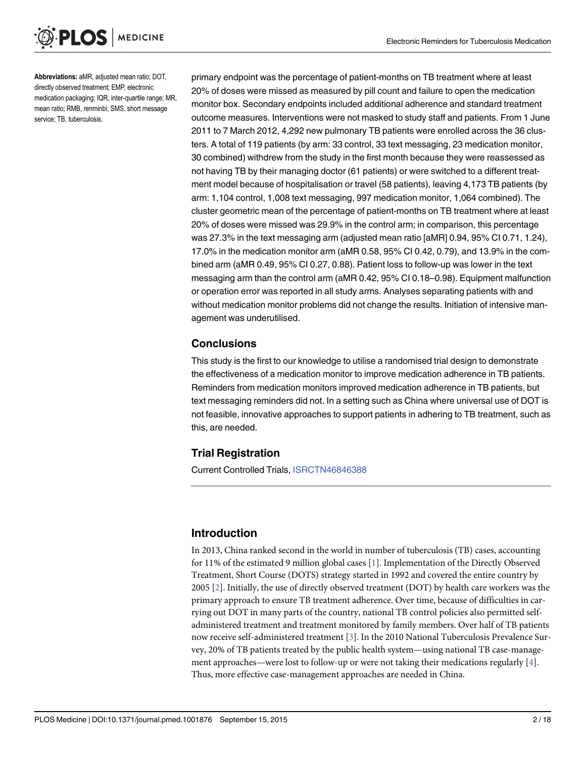**Abbreviations:** aMR, adjusted mean ratio; DOT, directly observed treatment; EMP, electronic medication packaging; IQR, inter-quartile range; MR, mean ratio; RMB, renminbi; SMS, short message service; TB, tuberculosis.

primary endpoint was the percentage of patient-months on TB treatment where at least 20% of doses were missed as measured by pill count and failure to open the medication monitor box. Secondary endpoints included additional adherence and standard treatment outcome measures. Interventions were not masked to study staff and patients. From 1 June 2011 to 7 March 2012, 4,292 new pulmonary TB patients were enrolled across the 36 clusters. A total of 119 patients (by arm: 33 control, 33 text messaging, 23 medication monitor, 30 combined) withdrew from the study in the first month because they were reassessed as not having TB by their managing doctor (61 patients) or were switched to a different treatment model because of hospitalisation or travel (58 patients), leaving 4,173 TB patients (by arm: 1,104 control, 1,008 text messaging, 997 medication monitor, 1,064 combined). The cluster geometric mean of the percentage of patient-months on TB treatment where at least 20% of doses were missed was 29.9% in the control arm; in comparison, this percentage was 27.3% in the text messaging arm (adjusted mean ratio [aMR] 0.94, 95% CI 0.71, 1.24), 17.0% in the medication monitor arm (aMR 0.58, 95% CI 0.42, 0.79), and 13.9% in the combined arm (aMR 0.49, 95% CI 0.27, 0.88). Patient loss to follow-up was lower in the text messaging arm than the control arm (aMR 0.42, 95% CI 0.18–0.98). Equipment malfunction or operation error was reported in all study arms. Analyses separating patients with and without medication monitor problems did not change the results. Initiation of intensive management was underutilised.

## Conclusions

This study is the first to our knowledge to utilise a randomised trial design to demonstrate the effectiveness of a medication monitor to improve medication adherence in TB patients. Reminders from medication monitors improved medication adherence in TB patients, but text messaging reminders did not. In a setting such as China where universal use of DOT is not feasible, innovative approaches to support patients in adhering to TB treatment, such as this, are needed.

## Trial Registration

Current Controlled Trials, ISRCTN46846388

## Introduction

In 2013, China ranked second in the world in number of tuberculosis (TB) cases, accounting for 11% of the estimated 9 million global cases [1]. Implementation of the Directly Observed Treatment, Short Course (DOTS) strategy started in 1992 and covered the entire country by 2005 [2]. Initially, the use of directly observed treatment (DOT) by health care workers was the primary approach to ensure TB treatment adherence. Over time, because of difficulties in carrying out DOT in many parts of the country, national TB control policies also permitted self-administered treatment and treatment monitored by family members. Over half of TB patients now receive self-administered treatment [3]. In the 2010 National Tuberculosis Prevalence Survey, 20% of TB patients treated by the public health system—using national TB case-management approaches—were lost to follow-up or were not taking their medications regularly [4]. Thus, more effective case-management approaches are needed in China.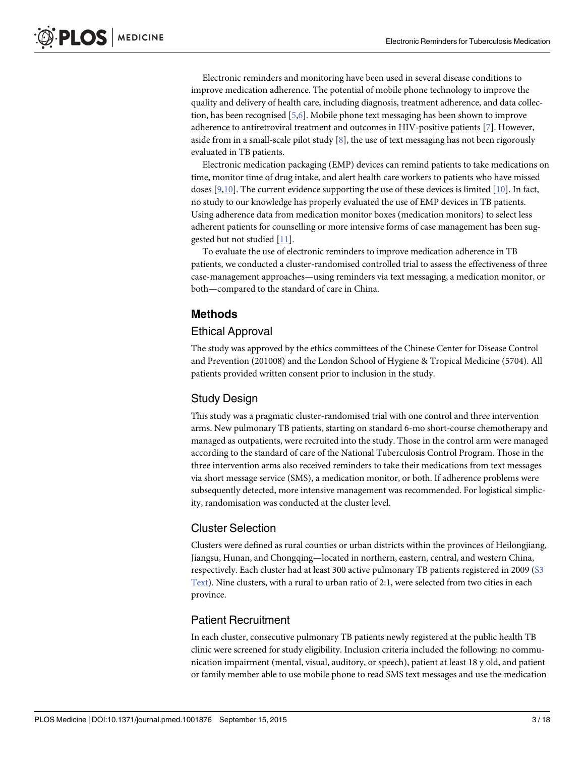Electronic reminders and monitoring have been used in several disease conditions to improve medication adherence. The potential of mobile phone technology to improve the quality and delivery of health care, including diagnosis, treatment adherence, and data collection, has been recognised [5,6]. Mobile phone text messaging has been shown to improve adherence to antiretroviral treatment and outcomes in HIV-positive patients [7]. However, aside from in a small-scale pilot study [8], the use of text messaging has not been rigorously evaluated in TB patients.

Electronic medication packaging (EMP) devices can remind patients to take medications on time, monitor time of drug intake, and alert health care workers to patients who have missed doses [9,10]. The current evidence supporting the use of these devices is limited [10]. In fact, no study to our knowledge has properly evaluated the use of EMP devices in TB patients. Using adherence data from medication monitor boxes (medication monitors) to select less adherent patients for counselling or more intensive forms of case management has been suggested but not studied [11].

To evaluate the use of electronic reminders to improve medication adherence in TB patients, we conducted a cluster-randomised controlled trial to assess the effectiveness of three case-management approaches—using reminders via text messaging, a medication monitor, or both—compared to the standard of care in China.

## Methods

### Ethical Approval

The study was approved by the ethics committees of the Chinese Center for Disease Control and Prevention (201008) and the London School of Hygiene & Tropical Medicine (5704). All patients provided written consent prior to inclusion in the study.

### Study Design

This study was a pragmatic cluster-randomised trial with one control and three intervention arms. New pulmonary TB patients, starting on standard 6-mo short-course chemotherapy and managed as outpatients, were recruited into the study. Those in the control arm were managed according to the standard of care of the National Tuberculosis Control Program. Those in the three intervention arms also received reminders to take their medications from text messages via short message service (SMS), a medication monitor, or both. If adherence problems were subsequently detected, more intensive management was recommended. For logistical simplicity, randomisation was conducted at the cluster level.

### Cluster Selection

Clusters were defined as rural counties or urban districts within the provinces of Heilongjiang, Jiangsu, Hunan, and Chongqing—located in northern, eastern, central, and western China, respectively. Each cluster had at least 300 active pulmonary TB patients registered in 2009 (S3 Text). Nine clusters, with a rural to urban ratio of 2:1, were selected from two cities in each province.

### Patient Recruitment

In each cluster, consecutive pulmonary TB patients newly registered at the public health TB clinic were screened for study eligibility. Inclusion criteria included the following: no communication impairment (mental, visual, auditory, or speech), patient at least 18 y old, and patient or family member able to use mobile phone to read SMS text messages and use the medication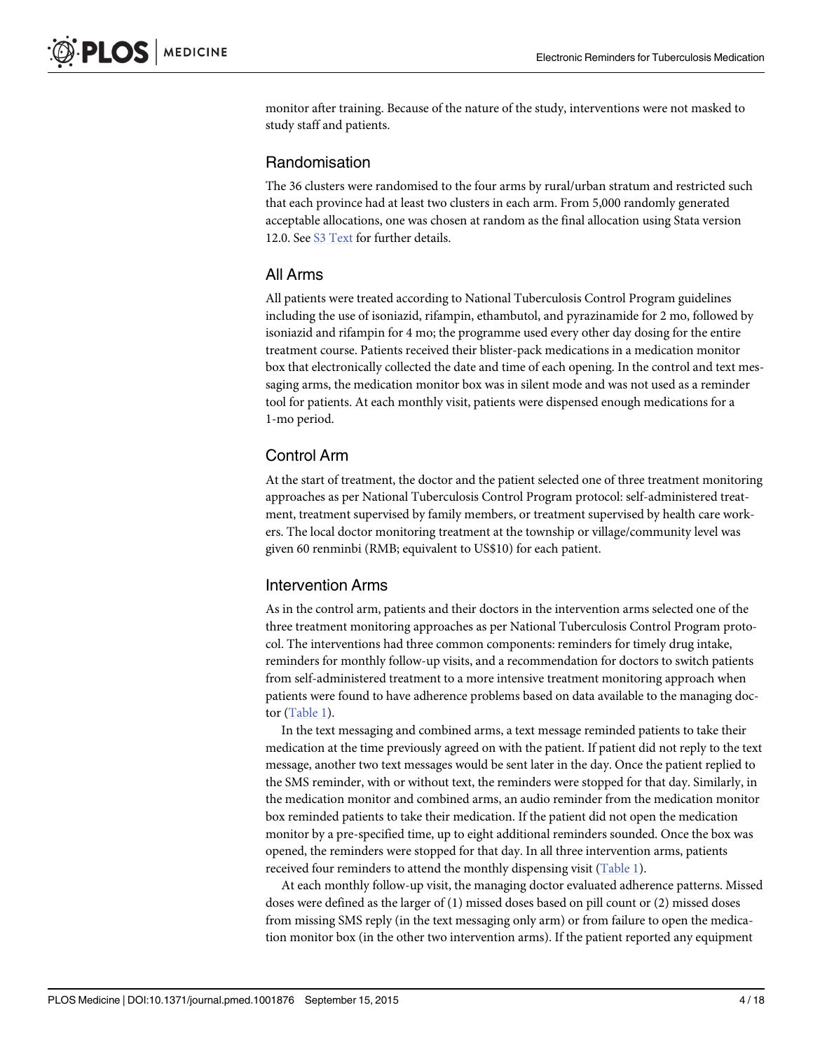monitor after training. Because of the nature of the study, interventions were not masked to study staff and patients.

## Randomisation

The 36 clusters were randomised to the four arms by rural/urban stratum and restricted such that each province had at least two clusters in each arm. From 5,000 randomly generated acceptable allocations, one was chosen at random as the final allocation using Stata version 12.0. See S3 Text for further details.

## All Arms

All patients were treated according to National Tuberculosis Control Program guidelines including the use of isoniazid, rifampin, ethambutol, and pyrazinamide for 2 mo, followed by isoniazid and rifampin for 4 mo; the programme used every other day dosing for the entire treatment course. Patients received their blister-pack medications in a medication monitor box that electronically collected the date and time of each opening. In the control and text messaging arms, the medication monitor box was in silent mode and was not used as a reminder tool for patients. At each monthly visit, patients were dispensed enough medications for a 1-mo period.

## Control Arm

At the start of treatment, the doctor and the patient selected one of three treatment monitoring approaches as per National Tuberculosis Control Program protocol: self-administered treatment, treatment supervised by family members, or treatment supervised by health care workers. The local doctor monitoring treatment at the township or village/community level was given 60 renminbi (RMB; equivalent to US$10) for each patient.

## Intervention Arms

As in the control arm, patients and their doctors in the intervention arms selected one of the three treatment monitoring approaches as per National Tuberculosis Control Program protocol. The interventions had three common components: reminders for timely drug intake, reminders for monthly follow-up visits, and a recommendation for doctors to switch patients from self-administered treatment to a more intensive treatment monitoring approach when patients were found to have adherence problems based on data available to the managing doctor (Table 1).

In the text messaging and combined arms, a text message reminded patients to take their medication at the time previously agreed on with the patient. If patient did not reply to the text message, another two text messages would be sent later in the day. Once the patient replied to the SMS reminder, with or without text, the reminders were stopped for that day. Similarly, in the medication monitor and combined arms, an audio reminder from the medication monitor box reminded patients to take their medication. If the patient did not open the medication monitor by a pre-specified time, up to eight additional reminders sounded. Once the box was opened, the reminders were stopped for that day. In all three intervention arms, patients received four reminders to attend the monthly dispensing visit (Table 1).

At each monthly follow-up visit, the managing doctor evaluated adherence patterns. Missed doses were defined as the larger of (1) missed doses based on pill count or (2) missed doses from missing SMS reply (in the text messaging only arm) or from failure to open the medication monitor box (in the other two intervention arms). If the patient reported any equipment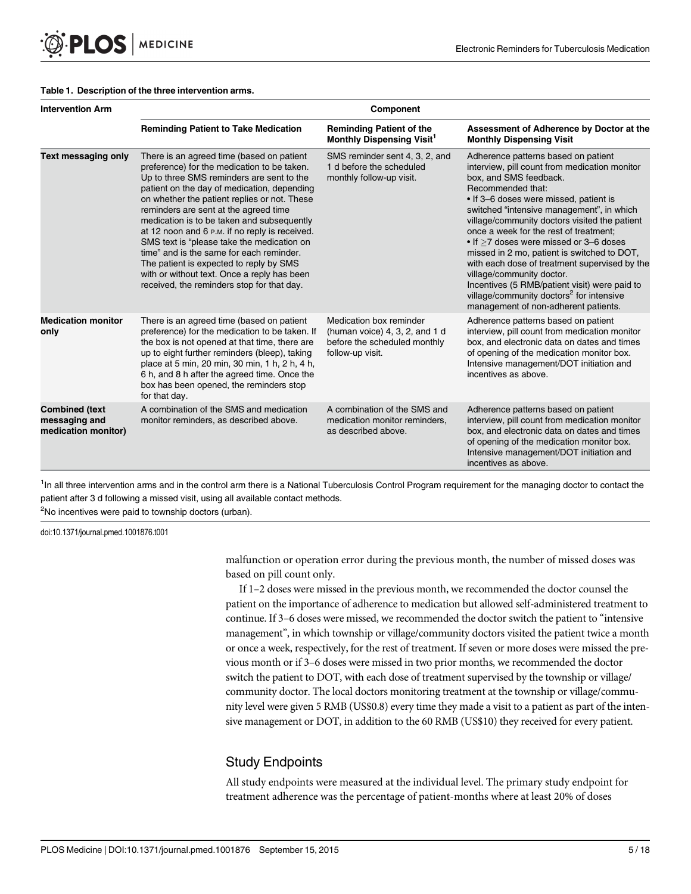**Table 1. Description of the three intervention arms.**

| Intervention Arm | Component | | |
|---|---|---|---|
| | **Reminding Patient to Take Medication** | **Reminding Patient of the Monthly Dispensing Visit[1]** | **Assessment of Adherence by Doctor at the Monthly Dispensing Visit** |
| **Text messaging only** | There is an agreed time (based on patient preference) for the medication to be taken. Up to three SMS reminders are sent to the patient on the day of medication, depending on whether the patient replies or not. These reminders are sent at the agreed time medication is to be taken and subsequently at 12 noon and 6 P.M. if no reply is received. SMS text is "please take the medication on time" and is the same for each reminder. The patient is expected to reply by SMS with or without text. Once a reply has been received, the reminders stop for that day. | SMS reminder sent 4, 3, 2, and 1 d before the scheduled monthly follow-up visit. | Adherence patterns based on patient interview, pill count from medication monitor box, and SMS feedback. Recommended that: • If 3–6 doses were missed, patient is switched "intensive management", in which village/community doctors visited the patient once a week for the rest of treatment; • If ≥7 doses were missed or 3–6 doses missed in 2 mo, patient is switched to DOT, with each dose of treatment supervised by the village/community doctor. Incentives (5 RMB/patient visit) were paid to village/community doctors[2] for intensive management of non-adherent patients. |
| **Medication monitor only** | There is an agreed time (based on patient preference) for the medication to be taken. If the box is not opened at that time, there are up to eight further reminders (bleep), taking place at 5 min, 20 min, 30 min, 1 h, 2 h, 4 h, 6 h, and 8 h after the agreed time. Once the box has been opened, the reminders stop for that day. | Medication box reminder (human voice) 4, 3, 2, and 1 d before the scheduled monthly follow-up visit. | Adherence patterns based on patient interview, pill count from medication monitor box, and electronic data on dates and times of opening of the medication monitor box. Intensive management/DOT initiation and incentives as above. |
| **Combined (text messaging and medication monitor)** | A combination of the SMS and medication monitor reminders, as described above. | A combination of the SMS and medication monitor reminders, as described above. | Adherence patterns based on patient interview, pill count from medication monitor box, and electronic data on dates and times of opening of the medication monitor box. Intensive management/DOT initiation and incentives as above. |

[1]In all three intervention arms and in the control arm there is a National Tuberculosis Control Program requirement for the managing doctor to contact the patient after 3 d following a missed visit, using all available contact methods.

[2]No incentives were paid to township doctors (urban).

doi:10.1371/journal.pmed.1001876.t001

malfunction or operation error during the previous month, the number of missed doses was based on pill count only.

If 1–2 doses were missed in the previous month, we recommended the doctor counsel the patient on the importance of adherence to medication but allowed self-administered treatment to continue. If 3–6 doses were missed, we recommended the doctor switch the patient to "intensive management", in which township or village/community doctors visited the patient twice a month or once a week, respectively, for the rest of treatment. If seven or more doses were missed the previous month or if 3–6 doses were missed in two prior months, we recommended the doctor switch the patient to DOT, with each dose of treatment supervised by the township or village/community doctor. The local doctors monitoring treatment at the township or village/community level were given 5 RMB (US$0.8) every time they made a visit to a patient as part of the intensive management or DOT, in addition to the 60 RMB (US$10) they received for every patient.

## Study Endpoints

All study endpoints were measured at the individual level. The primary study endpoint for treatment adherence was the percentage of patient-months where at least 20% of doses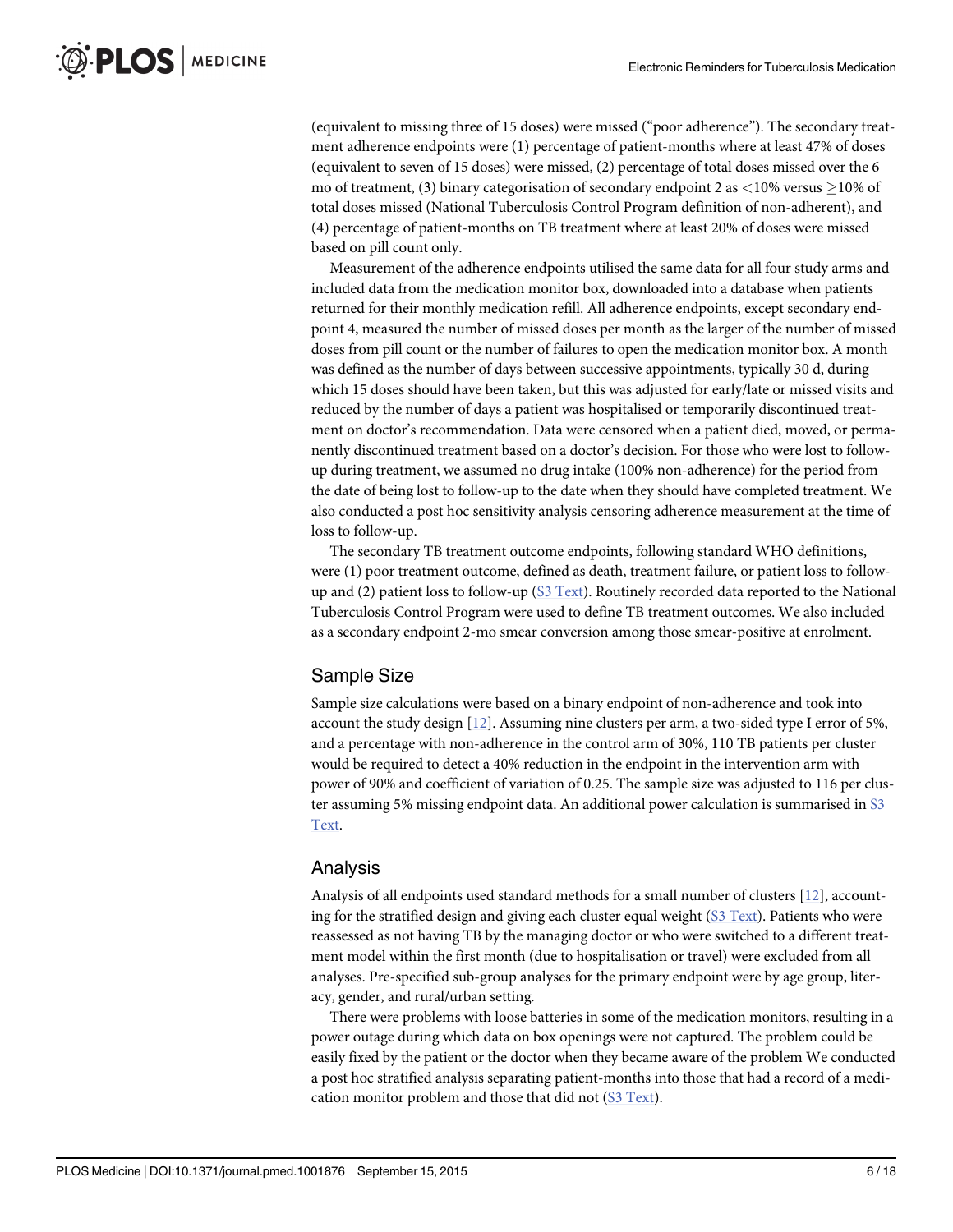(equivalent to missing three of 15 doses) were missed ("poor adherence"). The secondary treatment adherence endpoints were (1) percentage of patient-months where at least 47% of doses (equivalent to seven of 15 doses) were missed, (2) percentage of total doses missed over the 6 mo of treatment, (3) binary categorisation of secondary endpoint 2 as $<10\%$ versus $\geq 10\%$ of total doses missed (National Tuberculosis Control Program definition of non-adherent), and (4) percentage of patient-months on TB treatment where at least 20% of doses were missed based on pill count only.

Measurement of the adherence endpoints utilised the same data for all four study arms and included data from the medication monitor box, downloaded into a database when patients returned for their monthly medication refill. All adherence endpoints, except secondary endpoint 4, measured the number of missed doses per month as the larger of the number of missed doses from pill count or the number of failures to open the medication monitor box. A month was defined as the number of days between successive appointments, typically 30 d, during which 15 doses should have been taken, but this was adjusted for early/late or missed visits and reduced by the number of days a patient was hospitalised or temporarily discontinued treatment on doctor's recommendation. Data were censored when a patient died, moved, or permanently discontinued treatment based on a doctor's decision. For those who were lost to follow-up during treatment, we assumed no drug intake (100% non-adherence) for the period from the date of being lost to follow-up to the date when they should have completed treatment. We also conducted a post hoc sensitivity analysis censoring adherence measurement at the time of loss to follow-up.

The secondary TB treatment outcome endpoints, following standard WHO definitions, were (1) poor treatment outcome, defined as death, treatment failure, or patient loss to follow-up and (2) patient loss to follow-up (S3 Text). Routinely recorded data reported to the National Tuberculosis Control Program were used to define TB treatment outcomes. We also included as a secondary endpoint 2-mo smear conversion among those smear-positive at enrolment.

## Sample Size

Sample size calculations were based on a binary endpoint of non-adherence and took into account the study design [12]. Assuming nine clusters per arm, a two-sided type I error of 5%, and a percentage with non-adherence in the control arm of 30%, 110 TB patients per cluster would be required to detect a 40% reduction in the endpoint in the intervention arm with power of 90% and coefficient of variation of 0.25. The sample size was adjusted to 116 per cluster assuming 5% missing endpoint data. An additional power calculation is summarised in S3 Text.

## Analysis

Analysis of all endpoints used standard methods for a small number of clusters [12], accounting for the stratified design and giving each cluster equal weight (S3 Text). Patients who were reassessed as not having TB by the managing doctor or who were switched to a different treatment model within the first month (due to hospitalisation or travel) were excluded from all analyses. Pre-specified sub-group analyses for the primary endpoint were by age group, literacy, gender, and rural/urban setting.

There were problems with loose batteries in some of the medication monitors, resulting in a power outage during which data on box openings were not captured. The problem could be easily fixed by the patient or the doctor when they became aware of the problem We conducted a post hoc stratified analysis separating patient-months into those that had a record of a medication monitor problem and those that did not (S3 Text).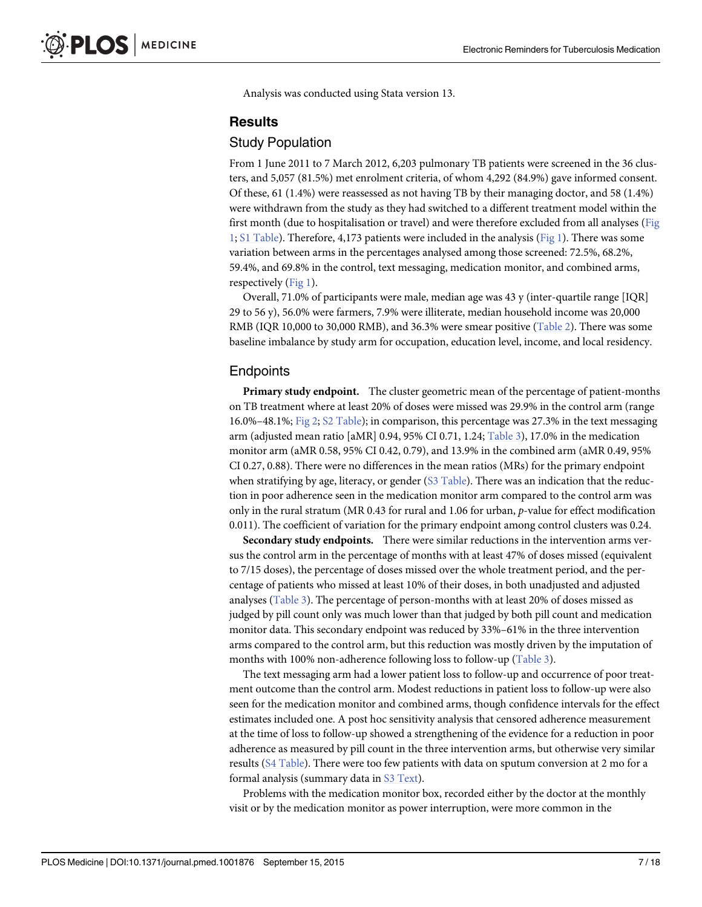Analysis was conducted using Stata version 13.

## Results

### Study Population

From 1 June 2011 to 7 March 2012, 6,203 pulmonary TB patients were screened in the 36 clusters, and 5,057 (81.5%) met enrolment criteria, of whom 4,292 (84.9%) gave informed consent. Of these, 61 (1.4%) were reassessed as not having TB by their managing doctor, and 58 (1.4%) were withdrawn from the study as they had switched to a different treatment model within the first month (due to hospitalisation or travel) and were therefore excluded from all analyses (Fig 1; S1 Table). Therefore, 4,173 patients were included in the analysis (Fig 1). There was some variation between arms in the percentages analysed among those screened: 72.5%, 68.2%, 59.4%, and 69.8% in the control, text messaging, medication monitor, and combined arms, respectively (Fig 1).

Overall, 71.0% of participants were male, median age was 43 y (inter-quartile range [IQR] 29 to 56 y), 56.0% were farmers, 7.9% were illiterate, median household income was 20,000 RMB (IQR 10,000 to 30,000 RMB), and 36.3% were smear positive (Table 2). There was some baseline imbalance by study arm for occupation, education level, income, and local residency.

### Endpoints

**Primary study endpoint.** The cluster geometric mean of the percentage of patient-months on TB treatment where at least 20% of doses were missed was 29.9% in the control arm (range 16.0%–48.1%; Fig 2; S2 Table); in comparison, this percentage was 27.3% in the text messaging arm (adjusted mean ratio [aMR] 0.94, 95% CI 0.71, 1.24; Table 3), 17.0% in the medication monitor arm (aMR 0.58, 95% CI 0.42, 0.79), and 13.9% in the combined arm (aMR 0.49, 95% CI 0.27, 0.88). There were no differences in the mean ratios (MRs) for the primary endpoint when stratifying by age, literacy, or gender (S3 Table). There was an indication that the reduction in poor adherence seen in the medication monitor arm compared to the control arm was only in the rural stratum (MR 0.43 for rural and 1.06 for urban, *p*-value for effect modification 0.011). The coefficient of variation for the primary endpoint among control clusters was 0.24.

**Secondary study endpoints.** There were similar reductions in the intervention arms versus the control arm in the percentage of months with at least 47% of doses missed (equivalent to 7/15 doses), the percentage of doses missed over the whole treatment period, and the percentage of patients who missed at least 10% of their doses, in both unadjusted and adjusted analyses (Table 3). The percentage of person-months with at least 20% of doses missed as judged by pill count only was much lower than that judged by both pill count and medication monitor data. This secondary endpoint was reduced by 33%–61% in the three intervention arms compared to the control arm, but this reduction was mostly driven by the imputation of months with 100% non-adherence following loss to follow-up (Table 3).

The text messaging arm had a lower patient loss to follow-up and occurrence of poor treatment outcome than the control arm. Modest reductions in patient loss to follow-up were also seen for the medication monitor and combined arms, though confidence intervals for the effect estimates included one. A post hoc sensitivity analysis that censored adherence measurement at the time of loss to follow-up showed a strengthening of the evidence for a reduction in poor adherence as measured by pill count in the three intervention arms, but otherwise very similar results (S4 Table). There were too few patients with data on sputum conversion at 2 mo for a formal analysis (summary data in S3 Text).

Problems with the medication monitor box, recorded either by the doctor at the monthly visit or by the medication monitor as power interruption, were more common in the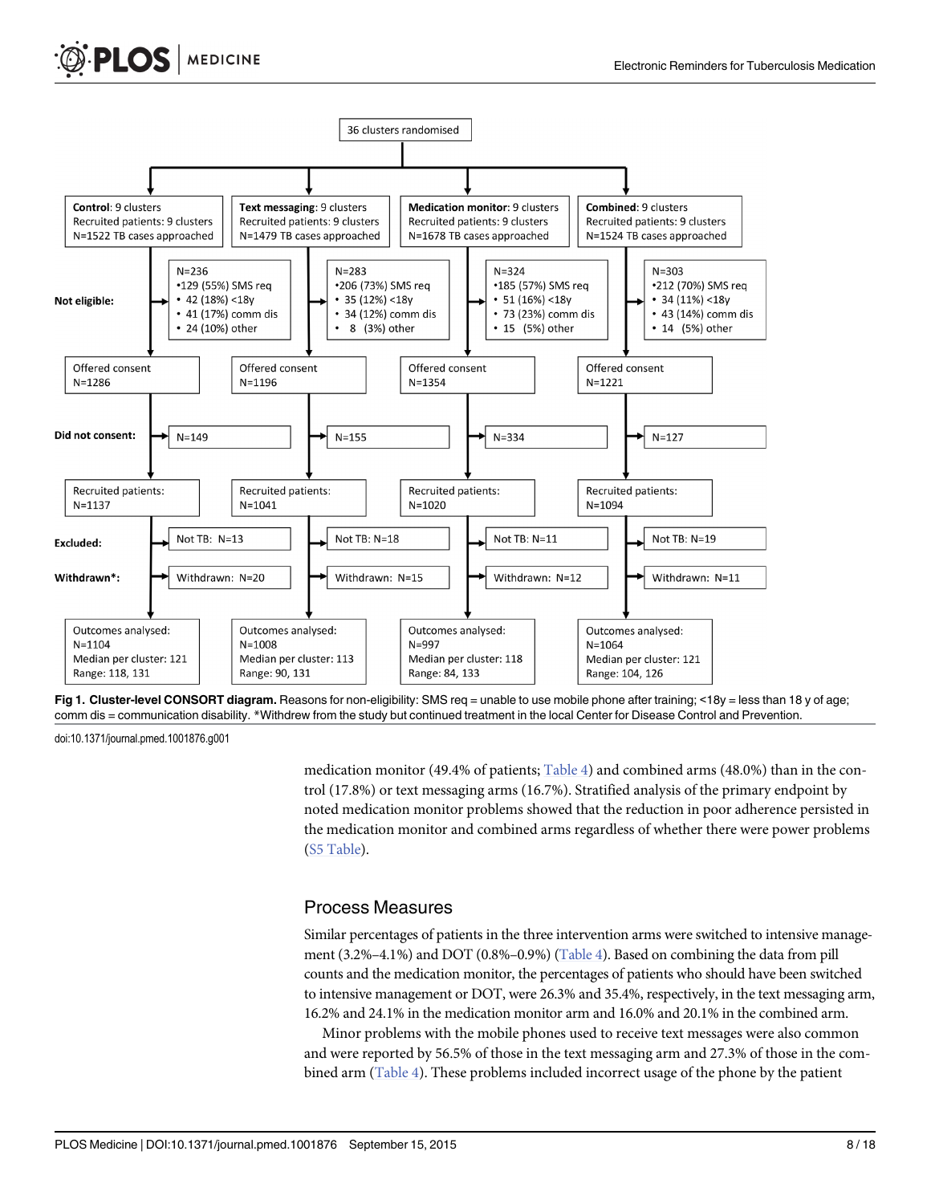36 clusters randomised

| | Control | Text messaging | Medication monitor | Combined |
|---|---|---|---|---|
| | **Control**: 9 clusters<br>Recruited patients: 9 clusters<br>N=1522 TB cases approached | **Text messaging**: 9 clusters<br>Recruited patients: 9 clusters<br>N=1479 TB cases approached | **Medication monitor**: 9 clusters<br>Recruited patients: 9 clusters<br>N=1678 TB cases approached | **Combined**: 9 clusters<br>Recruited patients: 9 clusters<br>N=1524 TB cases approached |
| **Not eligible:** | N=236<br>•129 (55%) SMS req<br>• 42 (18%) <18y<br>• 41 (17%) comm dis<br>• 24 (10%) other | N=283<br>•206 (73%) SMS req<br>• 35 (12%) <18y<br>• 34 (12%) comm dis<br>• 8 (3%) other | N=324<br>•185 (57%) SMS req<br>• 51 (16%) <18y<br>• 73 (23%) comm dis<br>• 15 (5%) other | N=303<br>•212 (70%) SMS req<br>• 34 (11%) <18y<br>• 43 (14%) comm dis<br>• 14 (5%) other |
| | Offered consent N=1286 | Offered consent N=1196 | Offered consent N=1354 | Offered consent N=1221 |
| **Did not consent:** | N=149 | N=155 | N=334 | N=127 |
| | Recruited patients: N=1137 | Recruited patients: N=1041 | Recruited patients: N=1020 | Recruited patients: N=1094 |
| **Excluded:** | Not TB: N=13 | Not TB: N=18 | Not TB: N=11 | Not TB: N=19 |
| **Withdrawn*:** | Withdrawn: N=20 | Withdrawn: N=15 | Withdrawn: N=12 | Withdrawn: N=11 |
| | Outcomes analysed:<br>N=1104<br>Median per cluster: 121<br>Range: 118, 131 | Outcomes analysed:<br>N=1008<br>Median per cluster: 113<br>Range: 90, 131 | Outcomes analysed:<br>N=997<br>Median per cluster: 118<br>Range: 84, 133 | Outcomes analysed:<br>N=1064<br>Median per cluster: 121<br>Range: 104, 126 |

**Fig 1. Cluster-level CONSORT diagram.** Reasons for non-eligibility: SMS req = unable to use mobile phone after training; <18y = less than 18 y of age; comm dis = communication disability. *Withdrew from the study but continued treatment in the local Center for Disease Control and Prevention.

doi:10.1371/journal.pmed.1001876.g001

medication monitor (49.4% of patients; Table 4) and combined arms (48.0%) than in the control (17.8%) or text messaging arms (16.7%). Stratified analysis of the primary endpoint by noted medication monitor problems showed that the reduction in poor adherence persisted in the medication monitor and combined arms regardless of whether there were power problems (S5 Table).

## Process Measures

Similar percentages of patients in the three intervention arms were switched to intensive management (3.2%–4.1%) and DOT (0.8%–0.9%) (Table 4). Based on combining the data from pill counts and the medication monitor, the percentages of patients who should have been switched to intensive management or DOT, were 26.3% and 35.4%, respectively, in the text messaging arm, 16.2% and 24.1% in the medication monitor arm and 16.0% and 20.1% in the combined arm.

Minor problems with the mobile phones used to receive text messages were also common and were reported by 56.5% of those in the text messaging arm and 27.3% of those in the combined arm (Table 4). These problems included incorrect usage of the phone by the patient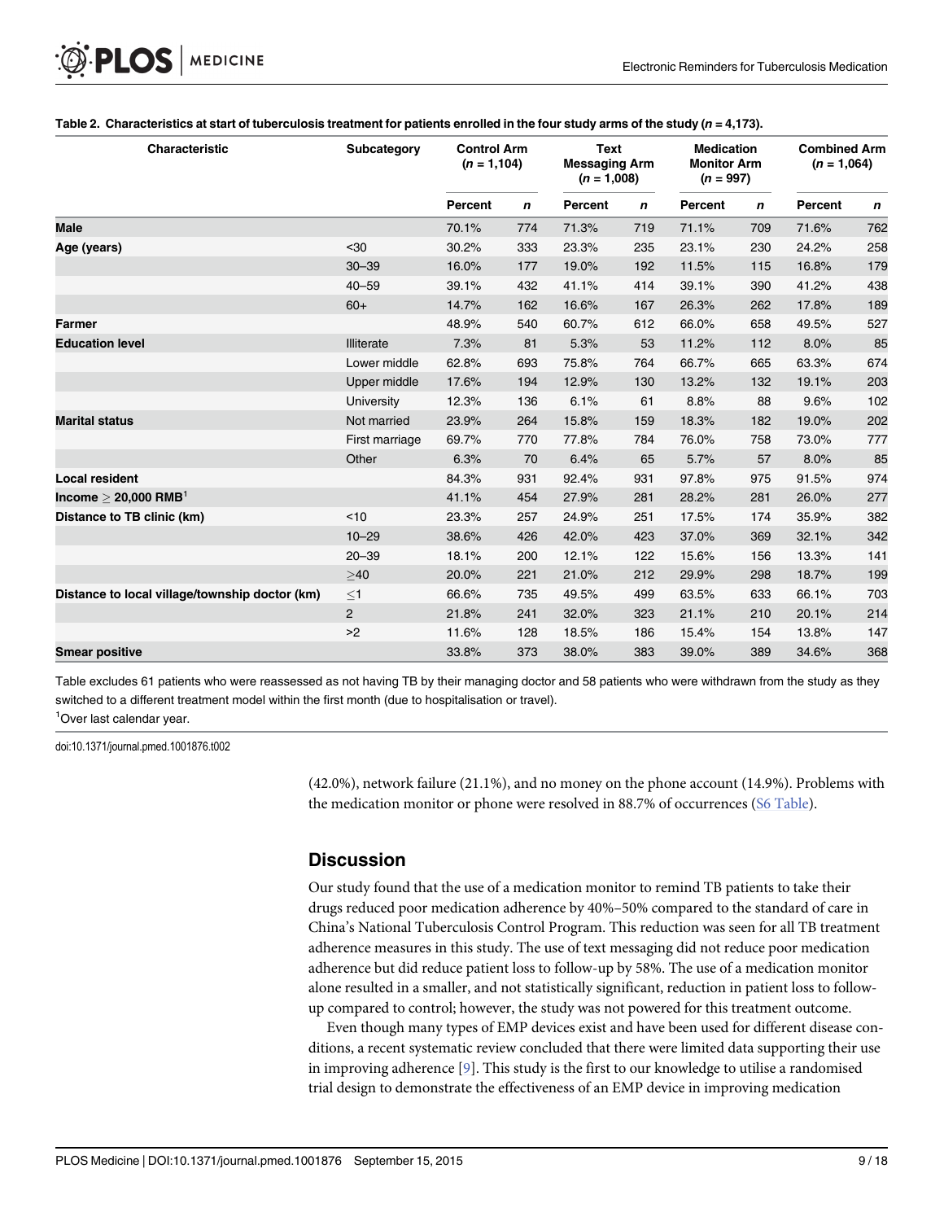**Table 2. Characteristics at start of tuberculosis treatment for patients enrolled in the four study arms of the study (*n* = 4,173).**

| Characteristic | Subcategory | Control Arm (*n* = 1,104) | | Text Messaging Arm (*n* = 1,008) | | Medication Monitor Arm (*n* = 997) | | Combined Arm (*n* = 1,064) | |
|---|---|---|---|---|---|---|---|---|---|
| | | Percent | *n* | Percent | *n* | Percent | *n* | Percent | *n* |
| **Male** | | 70.1% | 774 | 71.3% | 719 | 71.1% | 709 | 71.6% | 762 |
| **Age (years)** | <30 | 30.2% | 333 | 23.3% | 235 | 23.1% | 230 | 24.2% | 258 |
| | 30–39 | 16.0% | 177 | 19.0% | 192 | 11.5% | 115 | 16.8% | 179 |
| | 40–59 | 39.1% | 432 | 41.1% | 414 | 39.1% | 390 | 41.2% | 438 |
| | 60+ | 14.7% | 162 | 16.6% | 167 | 26.3% | 262 | 17.8% | 189 |
| **Farmer** | | 48.9% | 540 | 60.7% | 612 | 66.0% | 658 | 49.5% | 527 |
| **Education level** | Illiterate | 7.3% | 81 | 5.3% | 53 | 11.2% | 112 | 8.0% | 85 |
| | Lower middle | 62.8% | 693 | 75.8% | 764 | 66.7% | 665 | 63.3% | 674 |
| | Upper middle | 17.6% | 194 | 12.9% | 130 | 13.2% | 132 | 19.1% | 203 |
| | University | 12.3% | 136 | 6.1% | 61 | 8.8% | 88 | 9.6% | 102 |
| **Marital status** | Not married | 23.9% | 264 | 15.8% | 159 | 18.3% | 182 | 19.0% | 202 |
| | First marriage | 69.7% | 770 | 77.8% | 784 | 76.0% | 758 | 73.0% | 777 |
| | Other | 6.3% | 70 | 6.4% | 65 | 5.7% | 57 | 8.0% | 85 |
| **Local resident** | | 84.3% | 931 | 92.4% | 931 | 97.8% | 975 | 91.5% | 974 |
| **Income ≥ 20,000 RMB**[1] | | 41.1% | 454 | 27.9% | 281 | 28.2% | 281 | 26.0% | 277 |
| **Distance to TB clinic (km)** | <10 | 23.3% | 257 | 24.9% | 251 | 17.5% | 174 | 35.9% | 382 |
| | 10–29 | 38.6% | 426 | 42.0% | 423 | 37.0% | 369 | 32.1% | 342 |
| | 20–39 | 18.1% | 200 | 12.1% | 122 | 15.6% | 156 | 13.3% | 141 |
| | ≥40 | 20.0% | 221 | 21.0% | 212 | 29.9% | 298 | 18.7% | 199 |
| **Distance to local village/township doctor (km)** | ≤1 | 66.6% | 735 | 49.5% | 499 | 63.5% | 633 | 66.1% | 703 |
| | 2 | 21.8% | 241 | 32.0% | 323 | 21.1% | 210 | 20.1% | 214 |
| | >2 | 11.6% | 128 | 18.5% | 186 | 15.4% | 154 | 13.8% | 147 |
| **Smear positive** | | 33.8% | 373 | 38.0% | 383 | 39.0% | 389 | 34.6% | 368 |

Table excludes 61 patients who were reassessed as not having TB by their managing doctor and 58 patients who were withdrawn from the study as they switched to a different treatment model within the first month (due to hospitalisation or travel).

[1]Over last calendar year.

doi:10.1371/journal.pmed.1001876.t002

(42.0%), network failure (21.1%), and no money on the phone account (14.9%). Problems with the medication monitor or phone were resolved in 88.7% of occurrences (S6 Table).

## Discussion

Our study found that the use of a medication monitor to remind TB patients to take their drugs reduced poor medication adherence by 40%–50% compared to the standard of care in China's National Tuberculosis Control Program. This reduction was seen for all TB treatment adherence measures in this study. The use of text messaging did not reduce poor medication adherence but did reduce patient loss to follow-up by 58%. The use of a medication monitor alone resulted in a smaller, and not statistically significant, reduction in patient loss to follow-up compared to control; however, the study was not powered for this treatment outcome.

Even though many types of EMP devices exist and have been used for different disease conditions, a recent systematic review concluded that there were limited data supporting their use in improving adherence [9]. This study is the first to our knowledge to utilise a randomised trial design to demonstrate the effectiveness of an EMP device in improving medication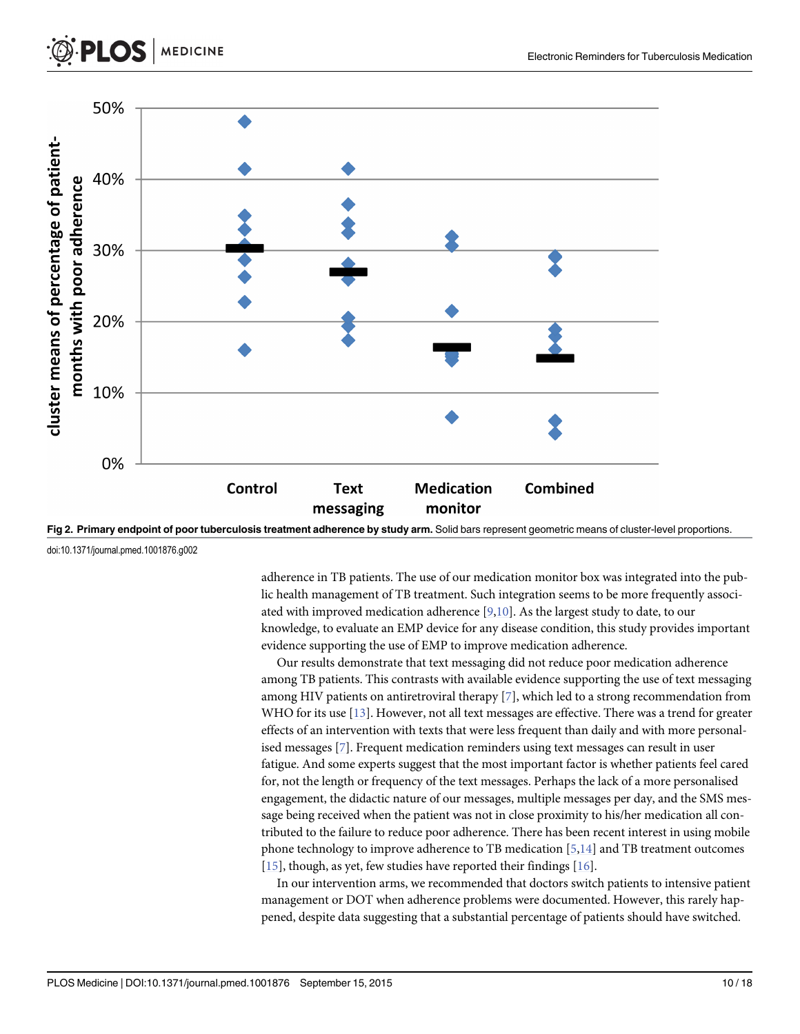**Fig 2. Primary endpoint of poor tuberculosis treatment adherence by study arm.** Solid bars represent geometric means of cluster-level proportions.

doi:10.1371/journal.pmed.1001876.g002

adherence in TB patients. The use of our medication monitor box was integrated into the public health management of TB treatment. Such integration seems to be more frequently associated with improved medication adherence [9,10]. As the largest study to date, to our knowledge, to evaluate an EMP device for any disease condition, this study provides important evidence supporting the use of EMP to improve medication adherence.

Our results demonstrate that text messaging did not reduce poor medication adherence among TB patients. This contrasts with available evidence supporting the use of text messaging among HIV patients on antiretroviral therapy [7], which led to a strong recommendation from WHO for its use [13]. However, not all text messages are effective. There was a trend for greater effects of an intervention with texts that were less frequent than daily and with more personalised messages [7]. Frequent medication reminders using text messages can result in user fatigue. And some experts suggest that the most important factor is whether patients feel cared for, not the length or frequency of the text messages. Perhaps the lack of a more personalised engagement, the didactic nature of our messages, multiple messages per day, and the SMS message being received when the patient was not in close proximity to his/her medication all contributed to the failure to reduce poor adherence. There has been recent interest in using mobile phone technology to improve adherence to TB medication [5,14] and TB treatment outcomes [15], though, as yet, few studies have reported their findings [16].

In our intervention arms, we recommended that doctors switch patients to intensive patient management or DOT when adherence problems were documented. However, this rarely happened, despite data suggesting that a substantial percentage of patients should have switched.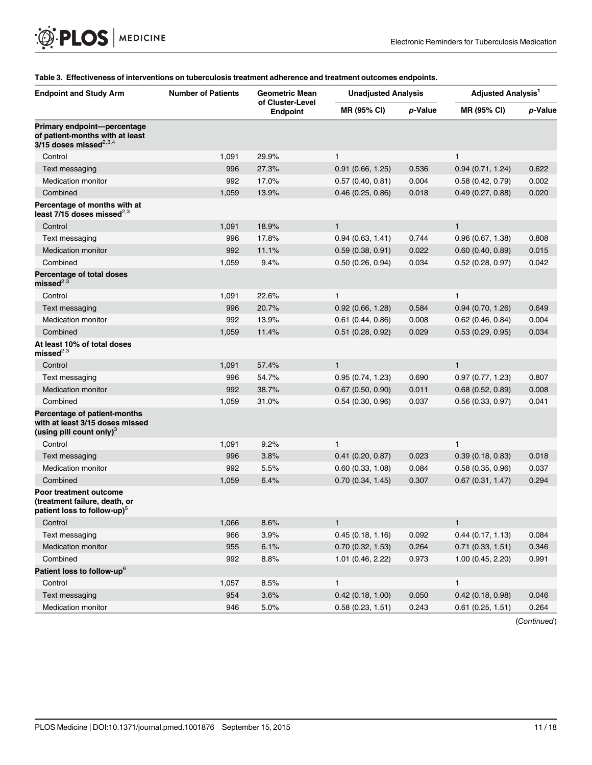**Table 3. Effectiveness of interventions on tuberculosis treatment adherence and treatment outcomes endpoints.**

| Endpoint and Study Arm | Number of Patients | Geometric Mean of Cluster-Level Endpoint | Unadjusted Analysis | | Adjusted Analysis[1] | |
|---|---|---|---|---|---|---|
| | | | MR (95% CI) | *p*-Value | MR (95% CI) | *p*-Value |
| **Primary endpoint—percentage of patient-months with at least 3/15 doses missed**[2,3,4] | | | | | | |
| Control | 1,091 | 29.9% | 1 | | 1 | |
| Text messaging | 996 | 27.3% | 0.91 (0.66, 1.25) | 0.536 | 0.94 (0.71, 1.24) | 0.622 |
| Medication monitor | 992 | 17.0% | 0.57 (0.40, 0.81) | 0.004 | 0.58 (0.42, 0.79) | 0.002 |
| Combined | 1,059 | 13.9% | 0.46 (0.25, 0.86) | 0.018 | 0.49 (0.27, 0.88) | 0.020 |
| **Percentage of months with at least 7/15 doses missed**[2,3] | | | | | | |
| Control | 1,091 | 18.9% | 1 | | 1 | |
| Text messaging | 996 | 17.8% | 0.94 (0.63, 1.41) | 0.744 | 0.96 (0.67, 1.38) | 0.808 |
| Medication monitor | 992 | 11.1% | 0.59 (0.38, 0.91) | 0.022 | 0.60 (0.40, 0.89) | 0.015 |
| Combined | 1,059 | 9.4% | 0.50 (0.26, 0.94) | 0.034 | 0.52 (0.28, 0.97) | 0.042 |
| **Percentage of total doses missed**[2,3] | | | | | | |
| Control | 1,091 | 22.6% | 1 | | 1 | |
| Text messaging | 996 | 20.7% | 0.92 (0.66, 1.28) | 0.584 | 0.94 (0.70, 1.26) | 0.649 |
| Medication monitor | 992 | 13.9% | 0.61 (0.44, 0.86) | 0.008 | 0.62 (0.46, 0.84) | 0.004 |
| Combined | 1,059 | 11.4% | 0.51 (0.28, 0.92) | 0.029 | 0.53 (0.29, 0.95) | 0.034 |
| **At least 10% of total doses missed**[2,3] | | | | | | |
| Control | 1,091 | 57.4% | 1 | | 1 | |
| Text messaging | 996 | 54.7% | 0.95 (0.74, 1.23) | 0.690 | 0.97 (0.77, 1.23) | 0.807 |
| Medication monitor | 992 | 38.7% | 0.67 (0.50, 0.90) | 0.011 | 0.68 (0.52, 0.89) | 0.008 |
| Combined | 1,059 | 31.0% | 0.54 (0.30, 0.96) | 0.037 | 0.56 (0.33, 0.97) | 0.041 |
| **Percentage of patient-months with at least 3/15 doses missed (using pill count only)**[3] | | | | | | |
| Control | 1,091 | 9.2% | 1 | | 1 | |
| Text messaging | 996 | 3.8% | 0.41 (0.20, 0.87) | 0.023 | 0.39 (0.18, 0.83) | 0.018 |
| Medication monitor | 992 | 5.5% | 0.60 (0.33, 1.08) | 0.084 | 0.58 (0.35, 0.96) | 0.037 |
| Combined | 1,059 | 6.4% | 0.70 (0.34, 1.45) | 0.307 | 0.67 (0.31, 1.47) | 0.294 |
| **Poor treatment outcome (treatment failure, death, or patient loss to follow-up)**[5] | | | | | | |
| Control | 1,066 | 8.6% | 1 | | 1 | |
| Text messaging | 966 | 3.9% | 0.45 (0.18, 1.16) | 0.092 | 0.44 (0.17, 1.13) | 0.084 |
| Medication monitor | 955 | 6.1% | 0.70 (0.32, 1.53) | 0.264 | 0.71 (0.33, 1.51) | 0.346 |
| Combined | 992 | 8.8% | 1.01 (0.46, 2.22) | 0.973 | 1.00 (0.45, 2.20) | 0.991 |
| **Patient loss to follow-up**[6] | | | | | | |
| Control | 1,057 | 8.5% | 1 | | 1 | |
| Text messaging | 954 | 3.6% | 0.42 (0.18, 1.00) | 0.050 | 0.42 (0.18, 0.98) | 0.046 |
| Medication monitor | 946 | 5.0% | 0.58 (0.23, 1.51) | 0.243 | 0.61 (0.25, 1.51) | 0.264 |

(*Continued*)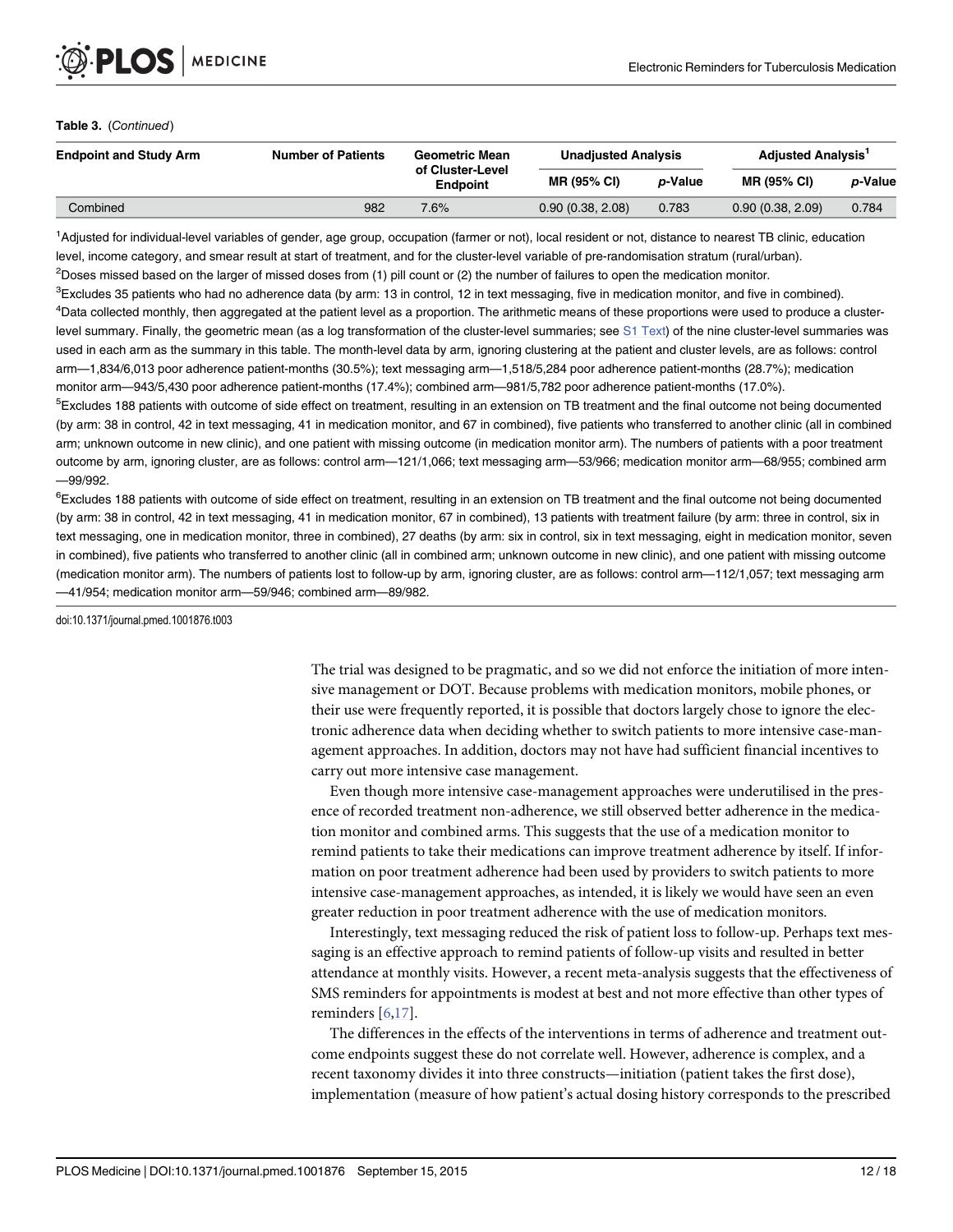**Table 3.** (*Continued*)

| Endpoint and Study Arm | Number of Patients | Geometric Mean of Cluster-Level Endpoint | Unadjusted Analysis | | Adjusted Analysis[1] | |
|---|---|---|---|---|---|---|
| | | | MR (95% CI) | *p*-Value | MR (95% CI) | *p*-Value |
| Combined | 982 | 7.6% | 0.90 (0.38, 2.08) | 0.783 | 0.90 (0.38, 2.09) | 0.784 |

[1]Adjusted for individual-level variables of gender, age group, occupation (farmer or not), local resident or not, distance to nearest TB clinic, education level, income category, and smear result at start of treatment, and for the cluster-level variable of pre-randomisation stratum (rural/urban).

[2]Doses missed based on the larger of missed doses from (1) pill count or (2) the number of failures to open the medication monitor.

[3]Excludes 35 patients who had no adherence data (by arm: 13 in control, 12 in text messaging, five in medication monitor, and five in combined).

[4]Data collected monthly, then aggregated at the patient level as a proportion. The arithmetic means of these proportions were used to produce a cluster-level summary. Finally, the geometric mean (as a log transformation of the cluster-level summaries; see S1 Text) of the nine cluster-level summaries was used in each arm as the summary in this table. The month-level data by arm, ignoring clustering at the patient and cluster levels, are as follows: control arm—1,834/6,013 poor adherence patient-months (30.5%); text messaging arm—1,518/5,284 poor adherence patient-months (28.7%); medication monitor arm—943/5,430 poor adherence patient-months (17.4%); combined arm—981/5,782 poor adherence patient-months (17.0%).

[5]Excludes 188 patients with outcome of side effect on treatment, resulting in an extension on TB treatment and the final outcome not being documented (by arm: 38 in control, 42 in text messaging, 41 in medication monitor, and 67 in combined), five patients who transferred to another clinic (all in combined arm; unknown outcome in new clinic), and one patient with missing outcome (in medication monitor arm). The numbers of patients with a poor treatment outcome by arm, ignoring cluster, are as follows: control arm—121/1,066; text messaging arm—53/966; medication monitor arm—68/955; combined arm—99/992.

[6]Excludes 188 patients with outcome of side effect on treatment, resulting in an extension on TB treatment and the final outcome not being documented (by arm: 38 in control, 42 in text messaging, 41 in medication monitor, 67 in combined), 13 patients with treatment failure (by arm: three in control, six in text messaging, one in medication monitor, three in combined), 27 deaths (by arm: six in control, six in text messaging, eight in medication monitor, seven in combined), five patients who transferred to another clinic (all in combined arm; unknown outcome in new clinic), and one patient with missing outcome (medication monitor arm). The numbers of patients lost to follow-up by arm, ignoring cluster, are as follows: control arm—112/1,057; text messaging arm—41/954; medication monitor arm—59/946; combined arm—89/982.

doi:10.1371/journal.pmed.1001876.t003

The trial was designed to be pragmatic, and so we did not enforce the initiation of more intensive management or DOT. Because problems with medication monitors, mobile phones, or their use were frequently reported, it is possible that doctors largely chose to ignore the electronic adherence data when deciding whether to switch patients to more intensive case-management approaches. In addition, doctors may not have had sufficient financial incentives to carry out more intensive case management.

Even though more intensive case-management approaches were underutilised in the presence of recorded treatment non-adherence, we still observed better adherence in the medication monitor and combined arms. This suggests that the use of a medication monitor to remind patients to take their medications can improve treatment adherence by itself. If information on poor treatment adherence had been used by providers to switch patients to more intensive case-management approaches, as intended, it is likely we would have seen an even greater reduction in poor treatment adherence with the use of medication monitors.

Interestingly, text messaging reduced the risk of patient loss to follow-up. Perhaps text messaging is an effective approach to remind patients of follow-up visits and resulted in better attendance at monthly visits. However, a recent meta-analysis suggests that the effectiveness of SMS reminders for appointments is modest at best and not more effective than other types of reminders [6,17].

The differences in the effects of the interventions in terms of adherence and treatment outcome endpoints suggest these do not correlate well. However, adherence is complex, and a recent taxonomy divides it into three constructs—initiation (patient takes the first dose), implementation (measure of how patient's actual dosing history corresponds to the prescribed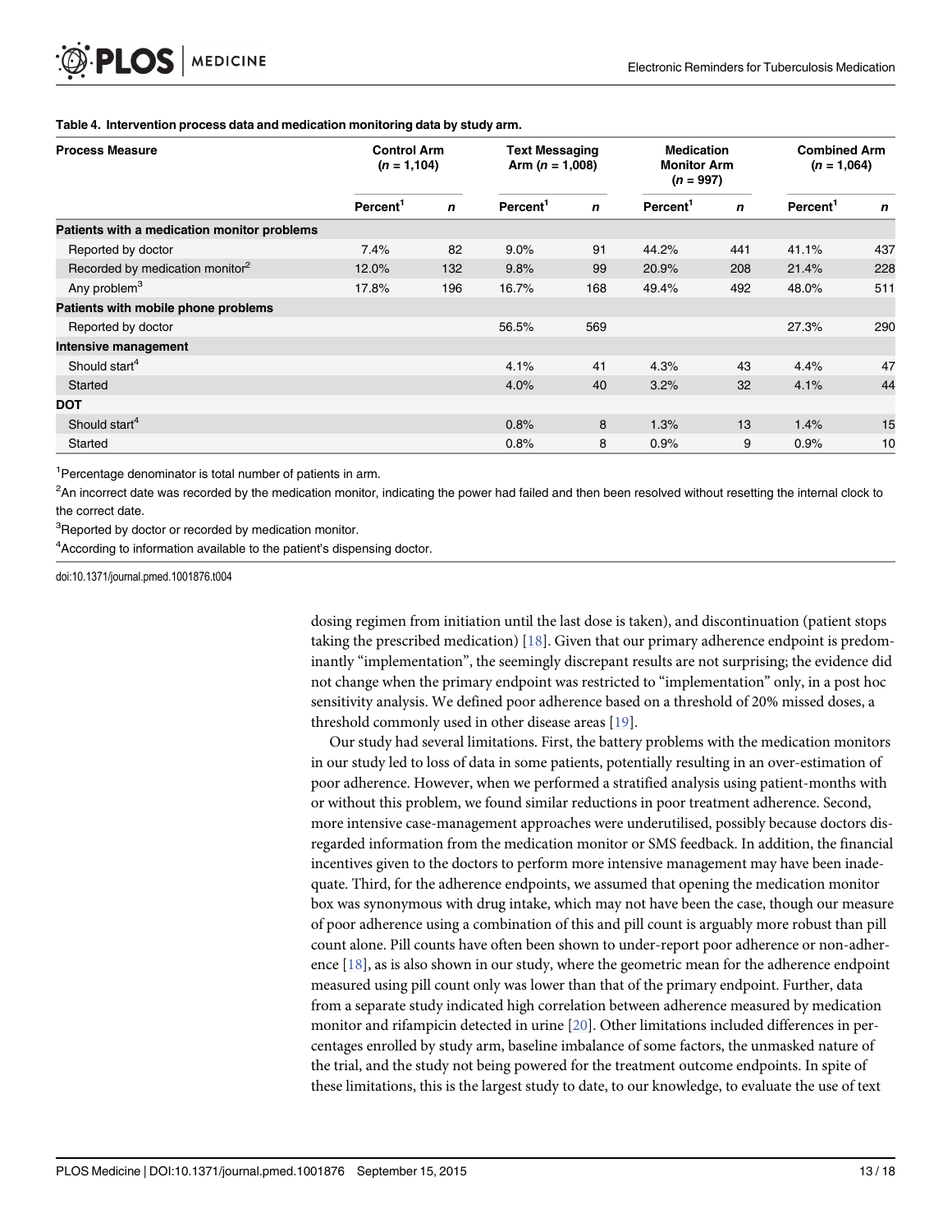**Table 4. Intervention process data and medication monitoring data by study arm.**

| Process Measure | Control Arm (*n* = 1,104) | | Text Messaging Arm (*n* = 1,008) | | Medication Monitor Arm (*n* = 997) | | Combined Arm (*n* = 1,064) | |
|---|---|---|---|---|---|---|---|---|
| | Percent[1] | *n* | Percent[1] | *n* | Percent[1] | *n* | Percent[1] | *n* |
| **Patients with a medication monitor problems** | | | | | | | | |
| Reported by doctor | 7.4% | 82 | 9.0% | 91 | 44.2% | 441 | 41.1% | 437 |
| Recorded by medication monitor[2] | 12.0% | 132 | 9.8% | 99 | 20.9% | 208 | 21.4% | 228 |
| Any problem[3] | 17.8% | 196 | 16.7% | 168 | 49.4% | 492 | 48.0% | 511 |
| **Patients with mobile phone problems** | | | | | | | | |
| Reported by doctor | | | 56.5% | 569 | | | 27.3% | 290 |
| **Intensive management** | | | | | | | | |
| Should start[4] | | | 4.1% | 41 | 4.3% | 43 | 4.4% | 47 |
| Started | | | 4.0% | 40 | 3.2% | 32 | 4.1% | 44 |
| **DOT** | | | | | | | | |
| Should start[4] | | | 0.8% | 8 | 1.3% | 13 | 1.4% | 15 |
| Started | | | 0.8% | 8 | 0.9% | 9 | 0.9% | 10 |

[1]Percentage denominator is total number of patients in arm.

[2]An incorrect date was recorded by the medication monitor, indicating the power had failed and then been resolved without resetting the internal clock to the correct date.

[3]Reported by doctor or recorded by medication monitor.

[4]According to information available to the patient's dispensing doctor.

doi:10.1371/journal.pmed.1001876.t004

dosing regimen from initiation until the last dose is taken), and discontinuation (patient stops taking the prescribed medication) [18]. Given that our primary adherence endpoint is predominantly "implementation", the seemingly discrepant results are not surprising; the evidence did not change when the primary endpoint was restricted to "implementation" only, in a post hoc sensitivity analysis. We defined poor adherence based on a threshold of 20% missed doses, a threshold commonly used in other disease areas [19].

Our study had several limitations. First, the battery problems with the medication monitors in our study led to loss of data in some patients, potentially resulting in an over-estimation of poor adherence. However, when we performed a stratified analysis using patient-months with or without this problem, we found similar reductions in poor treatment adherence. Second, more intensive case-management approaches were underutilised, possibly because doctors disregarded information from the medication monitor or SMS feedback. In addition, the financial incentives given to the doctors to perform more intensive management may have been inadequate. Third, for the adherence endpoints, we assumed that opening the medication monitor box was synonymous with drug intake, which may not have been the case, though our measure of poor adherence using a combination of this and pill count is arguably more robust than pill count alone. Pill counts have often been shown to under-report poor adherence or non-adherence [18], as is also shown in our study, where the geometric mean for the adherence endpoint measured using pill count only was lower than that of the primary endpoint. Further, data from a separate study indicated high correlation between adherence measured by medication monitor and rifampicin detected in urine [20]. Other limitations included differences in percentages enrolled by study arm, baseline imbalance of some factors, the unmasked nature of the trial, and the study not being powered for the treatment outcome endpoints. In spite of these limitations, this is the largest study to date, to our knowledge, to evaluate the use of text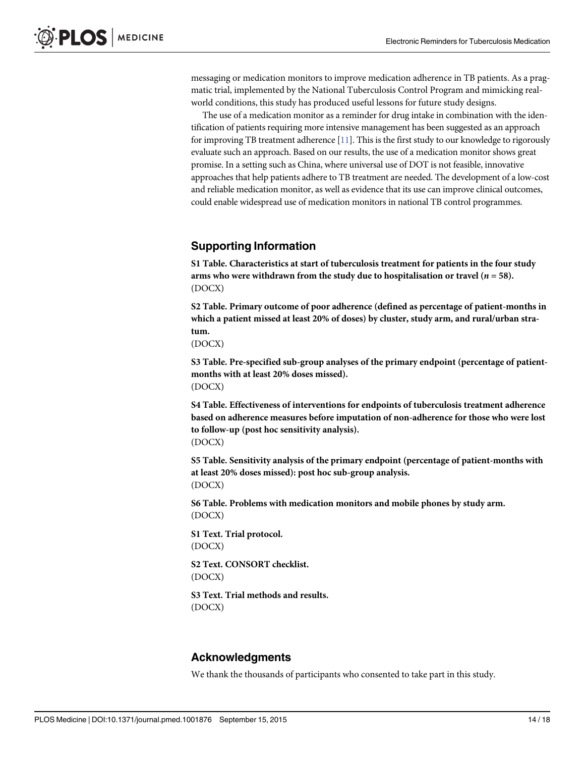messaging or medication monitors to improve medication adherence in TB patients. As a pragmatic trial, implemented by the National Tuberculosis Control Program and mimicking real-world conditions, this study has produced useful lessons for future study designs.

The use of a medication monitor as a reminder for drug intake in combination with the identification of patients requiring more intensive management has been suggested as an approach for improving TB treatment adherence [11]. This is the first study to our knowledge to rigorously evaluate such an approach. Based on our results, the use of a medication monitor shows great promise. In a setting such as China, where universal use of DOT is not feasible, innovative approaches that help patients adhere to TB treatment are needed. The development of a low-cost and reliable medication monitor, as well as evidence that its use can improve clinical outcomes, could enable widespread use of medication monitors in national TB control programmes.

## Supporting Information

**S1 Table. Characteristics at start of tuberculosis treatment for patients in the four study arms who were withdrawn from the study due to hospitalisation or travel (*n* = 58).**
(DOCX)

**S2 Table. Primary outcome of poor adherence (defined as percentage of patient-months in which a patient missed at least 20% of doses) by cluster, study arm, and rural/urban stratum.**
(DOCX)

**S3 Table. Pre-specified sub-group analyses of the primary endpoint (percentage of patient-months with at least 20% doses missed).**
(DOCX)

**S4 Table. Effectiveness of interventions for endpoints of tuberculosis treatment adherence based on adherence measures before imputation of non-adherence for those who were lost to follow-up (post hoc sensitivity analysis).**
(DOCX)

**S5 Table. Sensitivity analysis of the primary endpoint (percentage of patient-months with at least 20% doses missed): post hoc sub-group analysis.**
(DOCX)

**S6 Table. Problems with medication monitors and mobile phones by study arm.**
(DOCX)

**S1 Text. Trial protocol.**
(DOCX)

**S2 Text. CONSORT checklist.**
(DOCX)

**S3 Text. Trial methods and results.**
(DOCX)

## Acknowledgments

We thank the thousands of participants who consented to take part in this study.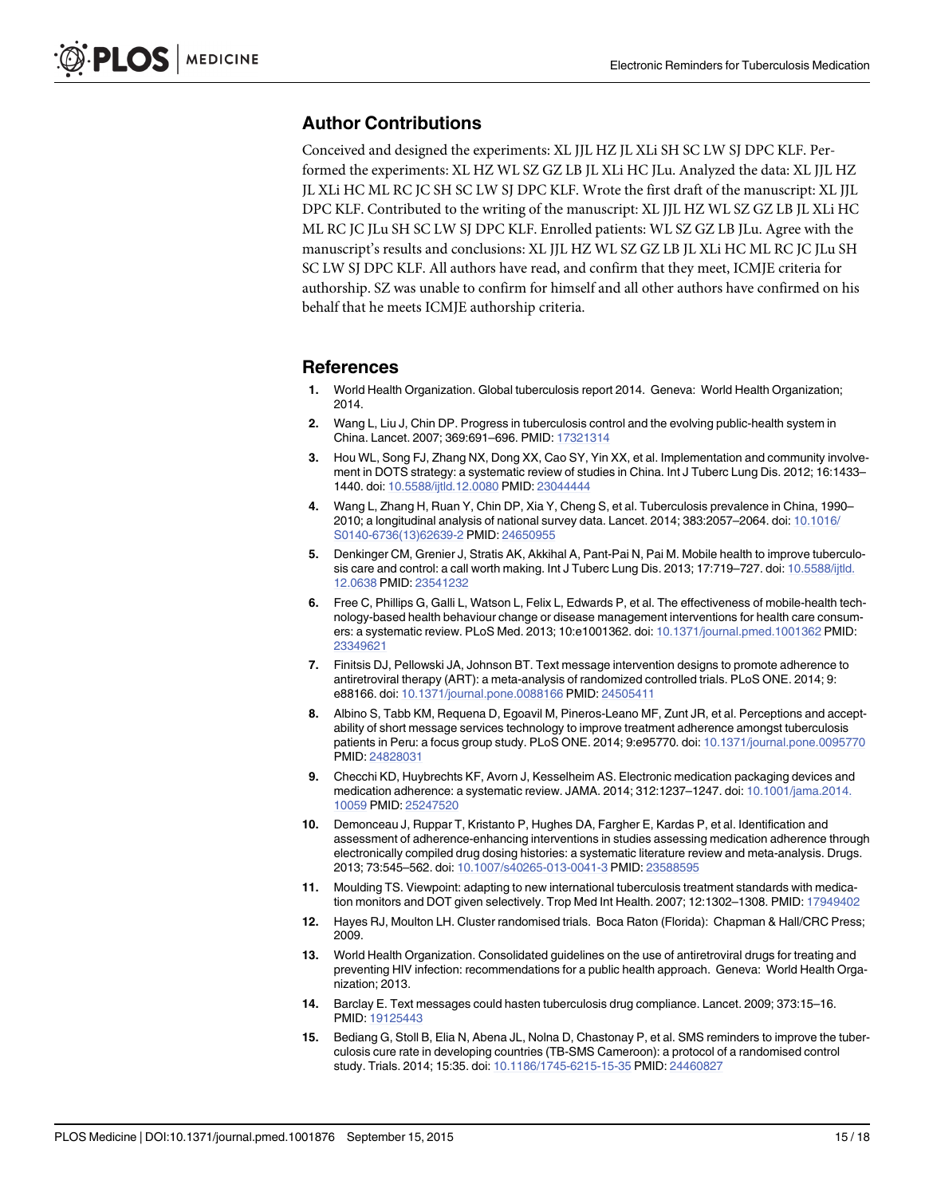## Author Contributions

Conceived and designed the experiments: XL JJL HZ JL XLi SH SC LW SJ DPC KLF. Performed the experiments: XL HZ WL SZ GZ LB JL XLi HC JLu. Analyzed the data: XL JJL HZ JL XLi HC ML RC JC SH SC LW SJ DPC KLF. Wrote the first draft of the manuscript: XL JJL DPC KLF. Contributed to the writing of the manuscript: XL JJL HZ WL SZ GZ LB JL XLi HC ML RC JC JLu SH SC LW SJ DPC KLF. Enrolled patients: WL SZ GZ LB JLu. Agree with the manuscript's results and conclusions: XL JJL HZ WL SZ GZ LB JL XLi HC ML RC JC JLu SH SC LW SJ DPC KLF. All authors have read, and confirm that they meet, ICMJE criteria for authorship. SZ was unable to confirm for himself and all other authors have confirmed on his behalf that he meets ICMJE authorship criteria.

## References

1. World Health Organization. Global tuberculosis report 2014. Geneva: World Health Organization; 2014.
2. Wang L, Liu J, Chin DP. Progress in tuberculosis control and the evolving public-health system in China. Lancet. 2007; 369:691–696. PMID: 17321314
3. Hou WL, Song FJ, Zhang NX, Dong XX, Cao SY, Yin XX, et al. Implementation and community involvement in DOTS strategy: a systematic review of studies in China. Int J Tuberc Lung Dis. 2012; 16:1433–1440. doi: 10.5588/ijtld.12.0080 PMID: 23044444
4. Wang L, Zhang H, Ruan Y, Chin DP, Xia Y, Cheng S, et al. Tuberculosis prevalence in China, 1990–2010; a longitudinal analysis of national survey data. Lancet. 2014; 383:2057–2064. doi: 10.1016/S0140-6736(13)62639-2 PMID: 24650955
5. Denkinger CM, Grenier J, Stratis AK, Akkihal A, Pant-Pai N, Pai M. Mobile health to improve tuberculosis care and control: a call worth making. Int J Tuberc Lung Dis. 2013; 17:719–727. doi: 10.5588/ijtld.12.0638 PMID: 23541232
6. Free C, Phillips G, Galli L, Watson L, Felix L, Edwards P, et al. The effectiveness of mobile-health technology-based health behaviour change or disease management interventions for health care consumers: a systematic review. PLoS Med. 2013; 10:e1001362. doi: 10.1371/journal.pmed.1001362 PMID: 23349621
7. Finitsis DJ, Pellowski JA, Johnson BT. Text message intervention designs to promote adherence to antiretroviral therapy (ART): a meta-analysis of randomized controlled trials. PLoS ONE. 2014; 9:e88166. doi: 10.1371/journal.pone.0088166 PMID: 24505411
8. Albino S, Tabb KM, Requena D, Egoavil M, Pineros-Leano MF, Zunt JR, et al. Perceptions and acceptability of short message services technology to improve treatment adherence amongst tuberculosis patients in Peru: a focus group study. PLoS ONE. 2014; 9:e95770. doi: 10.1371/journal.pone.0095770 PMID: 24828031
9. Checchi KD, Huybrechts KF, Avorn J, Kesselheim AS. Electronic medication packaging devices and medication adherence: a systematic review. JAMA. 2014; 312:1237–1247. doi: 10.1001/jama.2014.10059 PMID: 25247520
10. Demonceau J, Ruppar T, Kristanto P, Hughes DA, Fargher E, Kardas P, et al. Identification and assessment of adherence-enhancing interventions in studies assessing medication adherence through electronically compiled drug dosing histories: a systematic literature review and meta-analysis. Drugs. 2013; 73:545–562. doi: 10.1007/s40265-013-0041-3 PMID: 23588595
11. Moulding TS. Viewpoint: adapting to new international tuberculosis treatment standards with medication monitors and DOT given selectively. Trop Med Int Health. 2007; 12:1302–1308. PMID: 17949402
12. Hayes RJ, Moulton LH. Cluster randomised trials. Boca Raton (Florida): Chapman & Hall/CRC Press; 2009.
13. World Health Organization. Consolidated guidelines on the use of antiretroviral drugs for treating and preventing HIV infection: recommendations for a public health approach. Geneva: World Health Organization; 2013.
14. Barclay E. Text messages could hasten tuberculosis drug compliance. Lancet. 2009; 373:15–16. PMID: 19125443
15. Bediang G, Stoll B, Elia N, Abena JL, Nolna D, Chastonay P, et al. SMS reminders to improve the tuberculosis cure rate in developing countries (TB-SMS Cameroon): a protocol of a randomised control study. Trials. 2014; 15:35. doi: 10.1186/1745-6215-15-35 PMID: 24460827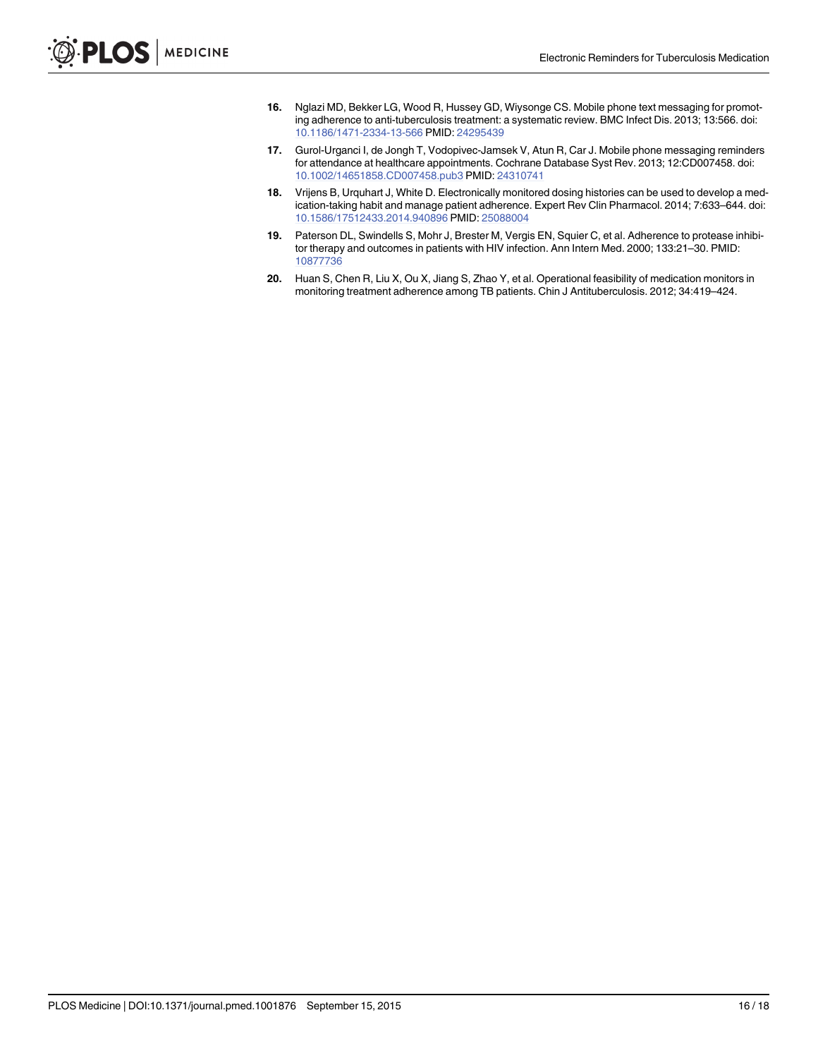16. Nglazi MD, Bekker LG, Wood R, Hussey GD, Wiysonge CS. Mobile phone text messaging for promoting adherence to anti-tuberculosis treatment: a systematic review. BMC Infect Dis. 2013; 13:566. doi: 10.1186/1471-2334-13-566 PMID: 24295439

17. Gurol-Urganci I, de Jongh T, Vodopivec-Jamsek V, Atun R, Car J. Mobile phone messaging reminders for attendance at healthcare appointments. Cochrane Database Syst Rev. 2013; 12:CD007458. doi: 10.1002/14651858.CD007458.pub3 PMID: 24310741

18. Vrijens B, Urquhart J, White D. Electronically monitored dosing histories can be used to develop a medication-taking habit and manage patient adherence. Expert Rev Clin Pharmacol. 2014; 7:633–644. doi: 10.1586/17512433.2014.940896 PMID: 25088004

19. Paterson DL, Swindells S, Mohr J, Brester M, Vergis EN, Squier C, et al. Adherence to protease inhibitor therapy and outcomes in patients with HIV infection. Ann Intern Med. 2000; 133:21–30. PMID: 10877736

20. Huan S, Chen R, Liu X, Ou X, Jiang S, Zhao Y, et al. Operational feasibility of medication monitors in monitoring treatment adherence among TB patients. Chin J Antituberculosis. 2012; 34:419–424.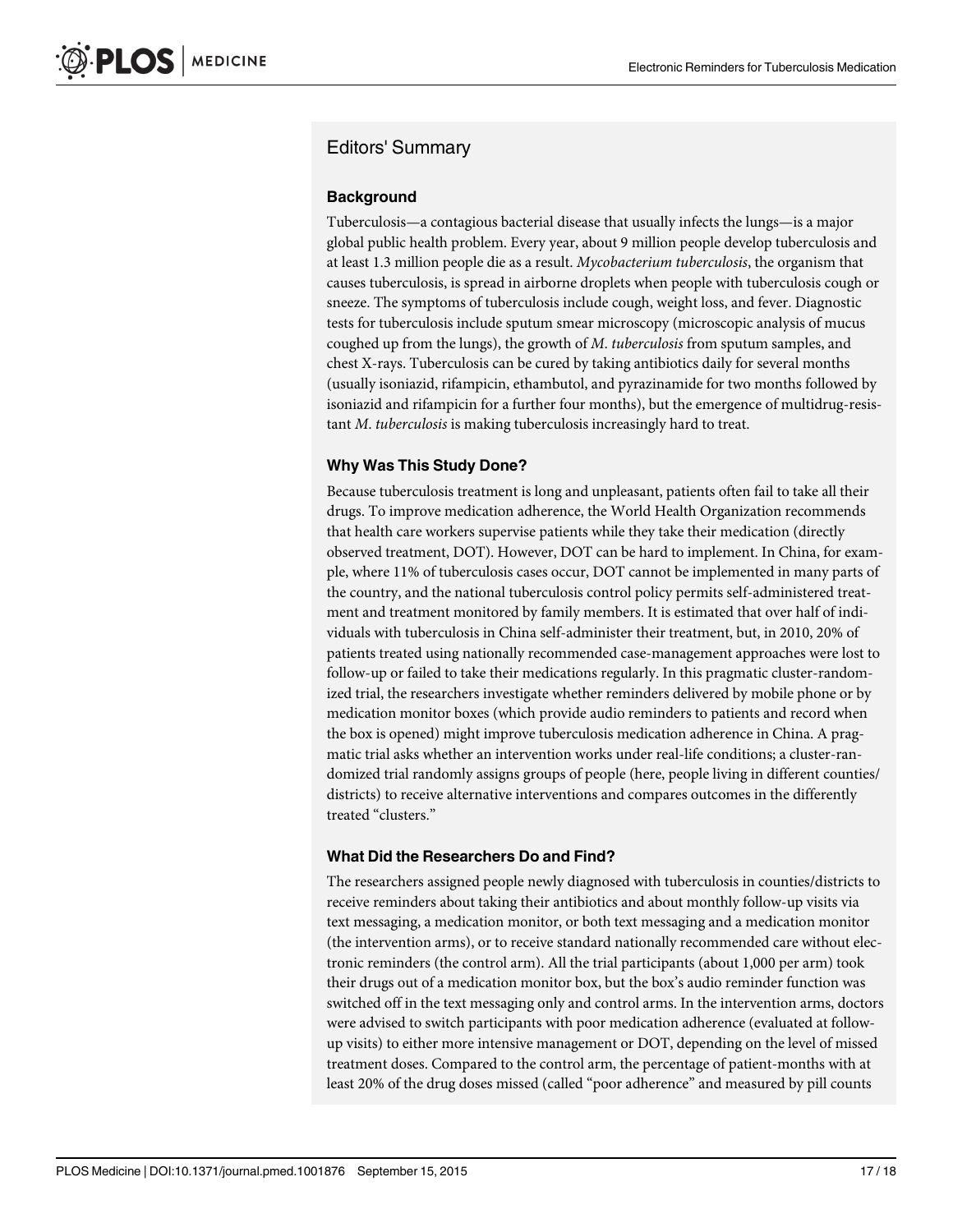## Editors' Summary

### Background

Tuberculosis—a contagious bacterial disease that usually infects the lungs—is a major global public health problem. Every year, about 9 million people develop tuberculosis and at least 1.3 million people die as a result. *Mycobacterium tuberculosis*, the organism that causes tuberculosis, is spread in airborne droplets when people with tuberculosis cough or sneeze. The symptoms of tuberculosis include cough, weight loss, and fever. Diagnostic tests for tuberculosis include sputum smear microscopy (microscopic analysis of mucus coughed up from the lungs), the growth of *M. tuberculosis* from sputum samples, and chest X-rays. Tuberculosis can be cured by taking antibiotics daily for several months (usually isoniazid, rifampicin, ethambutol, and pyrazinamide for two months followed by isoniazid and rifampicin for a further four months), but the emergence of multidrug-resistant *M. tuberculosis* is making tuberculosis increasingly hard to treat.

### Why Was This Study Done?

Because tuberculosis treatment is long and unpleasant, patients often fail to take all their drugs. To improve medication adherence, the World Health Organization recommends that health care workers supervise patients while they take their medication (directly observed treatment, DOT). However, DOT can be hard to implement. In China, for example, where 11% of tuberculosis cases occur, DOT cannot be implemented in many parts of the country, and the national tuberculosis control policy permits self-administered treatment and treatment monitored by family members. It is estimated that over half of individuals with tuberculosis in China self-administer their treatment, but, in 2010, 20% of patients treated using nationally recommended case-management approaches were lost to follow-up or failed to take their medications regularly. In this pragmatic cluster-randomized trial, the researchers investigate whether reminders delivered by mobile phone or by medication monitor boxes (which provide audio reminders to patients and record when the box is opened) might improve tuberculosis medication adherence in China. A pragmatic trial asks whether an intervention works under real-life conditions; a cluster-randomized trial randomly assigns groups of people (here, people living in different counties/districts) to receive alternative interventions and compares outcomes in the differently treated "clusters."

### What Did the Researchers Do and Find?

The researchers assigned people newly diagnosed with tuberculosis in counties/districts to receive reminders about taking their antibiotics and about monthly follow-up visits via text messaging, a medication monitor, or both text messaging and a medication monitor (the intervention arms), or to receive standard nationally recommended care without electronic reminders (the control arm). All the trial participants (about 1,000 per arm) took their drugs out of a medication monitor box, but the box's audio reminder function was switched off in the text messaging only and control arms. In the intervention arms, doctors were advised to switch participants with poor medication adherence (evaluated at follow-up visits) to either more intensive management or DOT, depending on the level of missed treatment doses. Compared to the control arm, the percentage of patient-months with at least 20% of the drug doses missed (called "poor adherence" and measured by pill counts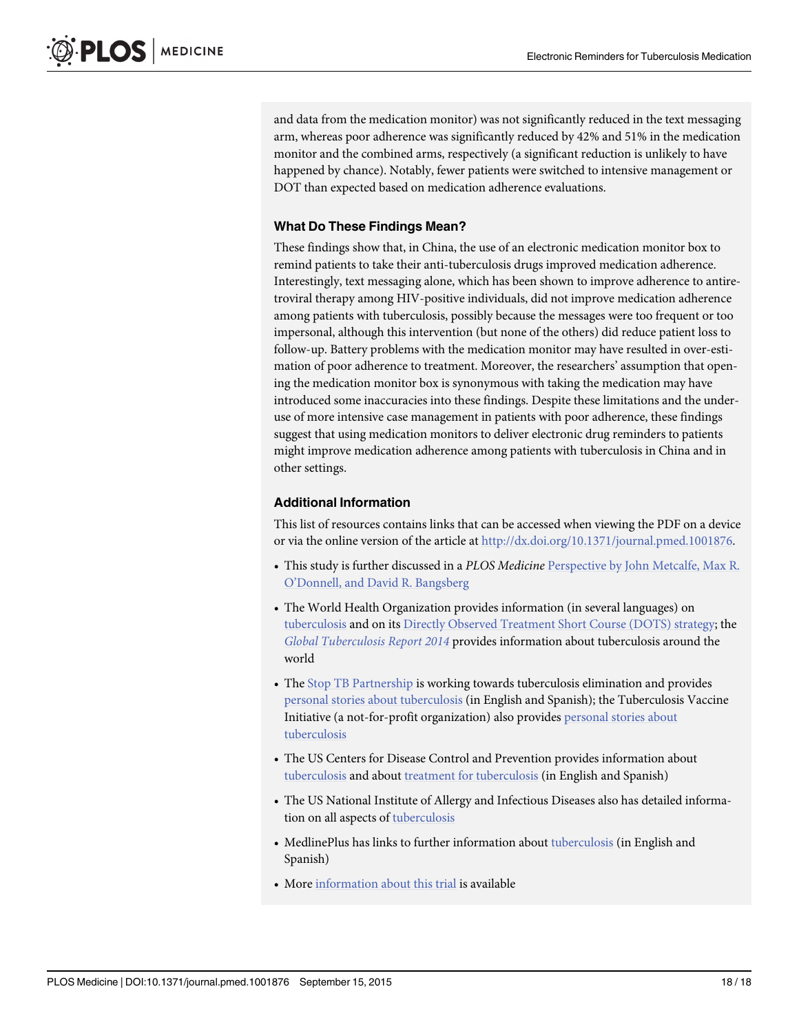and data from the medication monitor) was not significantly reduced in the text messaging arm, whereas poor adherence was significantly reduced by 42% and 51% in the medication monitor and the combined arms, respectively (a significant reduction is unlikely to have happened by chance). Notably, fewer patients were switched to intensive management or DOT than expected based on medication adherence evaluations.

### What Do These Findings Mean?

These findings show that, in China, the use of an electronic medication monitor box to remind patients to take their anti-tuberculosis drugs improved medication adherence. Interestingly, text messaging alone, which has been shown to improve adherence to antiretroviral therapy among HIV-positive individuals, did not improve medication adherence among patients with tuberculosis, possibly because the messages were too frequent or too impersonal, although this intervention (but none of the others) did reduce patient loss to follow-up. Battery problems with the medication monitor may have resulted in over-estimation of poor adherence to treatment. Moreover, the researchers' assumption that opening the medication monitor box is synonymous with taking the medication may have introduced some inaccuracies into these findings. Despite these limitations and the under-use of more intensive case management in patients with poor adherence, these findings suggest that using medication monitors to deliver electronic drug reminders to patients might improve medication adherence among patients with tuberculosis in China and in other settings.

### Additional Information

This list of resources contains links that can be accessed when viewing the PDF on a device or via the online version of the article at http://dx.doi.org/10.1371/journal.pmed.1001876.

- This study is further discussed in a *PLOS Medicine* Perspective by John Metcalfe, Max R. O'Donnell, and David R. Bangsberg
- The World Health Organization provides information (in several languages) on tuberculosis and on its Directly Observed Treatment Short Course (DOTS) strategy; the *Global Tuberculosis Report 2014* provides information about tuberculosis around the world
- The Stop TB Partnership is working towards tuberculosis elimination and provides personal stories about tuberculosis (in English and Spanish); the Tuberculosis Vaccine Initiative (a not-for-profit organization) also provides personal stories about tuberculosis
- The US Centers for Disease Control and Prevention provides information about tuberculosis and about treatment for tuberculosis (in English and Spanish)
- The US National Institute of Allergy and Infectious Diseases also has detailed information on all aspects of tuberculosis
- MedlinePlus has links to further information about tuberculosis (in English and Spanish)
- More information about this trial is available